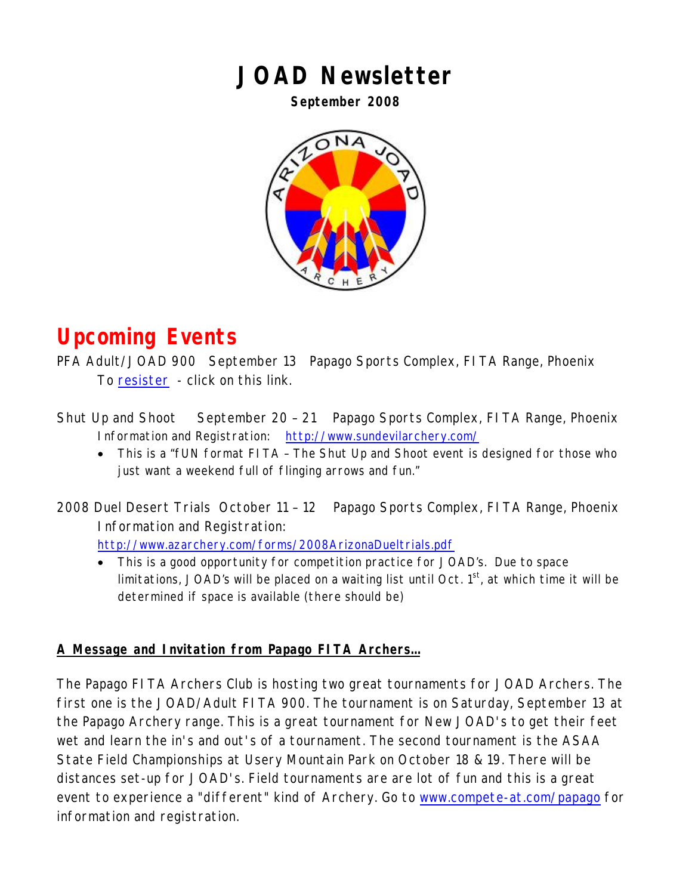# JOAD Newsletter

**September 2008**

## Upcoming Events

PFA Adult/JOAD 900 September 13 Papago Sports Complex, FITA Range, Phoenix

To resister - click on this link.

Shut Up and Shoot September 20 – 21 Papago Sports Complex, FITA Range, Phoenix

Information and Registration: http://www.sundevilarchery.com/

- This is a "fUN format FITA – The Shut Up and Shoot event is designed for those who just want a weekend full of flinging arrows and fun."

2008 Duel Desert Trials October 11 – 12 Papago Sports Complex, FITA Range, Phoenix

Information and Registration:

http://www.azarchery.com/forms/2008ArizonaDueltrials.pdf

- This is a good opportunity for competition practice for JOAD's. Due to space limitations, JOAD's will be placed on a waiting list until Oct. 1st, at which time it will be determined if space is available (there should be)

**A Message and Invitation from Papago FITA Archers…**

The Papago FITA Archers Club is hosting two great tournaments for JOAD Archers. The first one is the JOAD/Adult FITA 900. The tournament is on Saturday, September 13 at the Papago Archery range. This is a great tournament for New JOAD's to get their feet wet and learn the in's and out's of a tournament. The second tournament is the ASAA State Field Championships at Usery Mountain Park on October 18 & 19. There will be distances set-up for JOAD's. Field tournaments are are lot of fun and this is a great event to experience a "different" kind of Archery. Go to www.compete-at.com/papago for information and registration.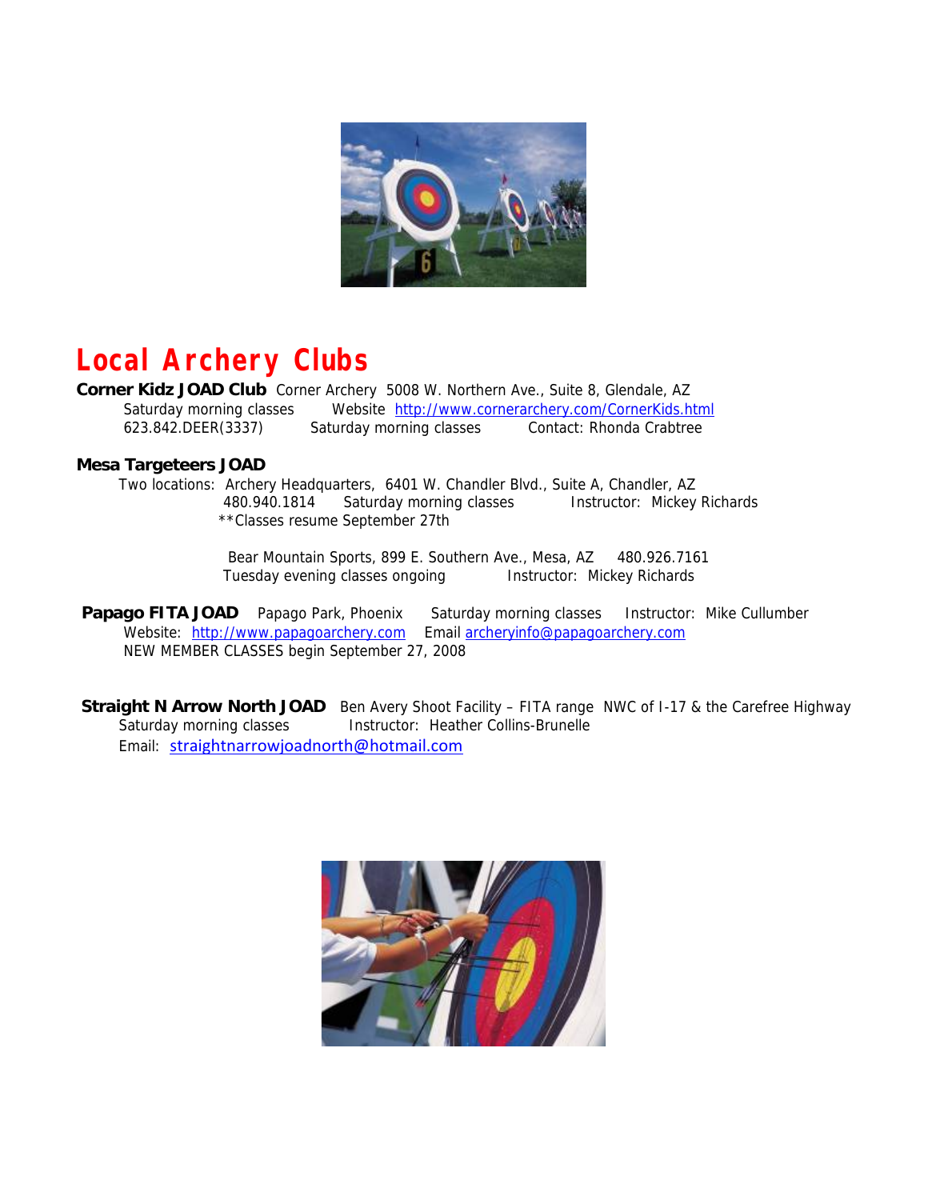# Local Archery Clubs

**Corner Kidz JOAD Club** Corner Archery 5008 W. Northern Ave., Suite 8, Glendale, AZ
Saturday morning classes Website http://www.cornerarchery.com/CornerKids.html
623.842.DEER(3337) Saturday morning classes Contact: Rhonda Crabtree

**Mesa Targeteers JOAD**

Two locations: Archery Headquarters, 6401 W. Chandler Blvd., Suite A, Chandler, AZ
480.940.1814 Saturday morning classes Instructor: Mickey Richards
**Classes resume September 27th

Bear Mountain Sports, 899 E. Southern Ave., Mesa, AZ 480.926.7161
Tuesday evening classes ongoing Instructor: Mickey Richards

**Papago FITA JOAD** Papago Park, Phoenix Saturday morning classes Instructor: Mike Cullumber
Website: http://www.papagoarchery.com Email archeryinfo@papagoarchery.com
NEW MEMBER CLASSES begin September 27, 2008

**Straight N Arrow North JOAD** Ben Avery Shoot Facility – FITA range NWC of I-17 & the Carefree Highway
Saturday morning classes Instructor: Heather Collins-Brunelle
Email: straightnarrowjoadnorth@hotmail.com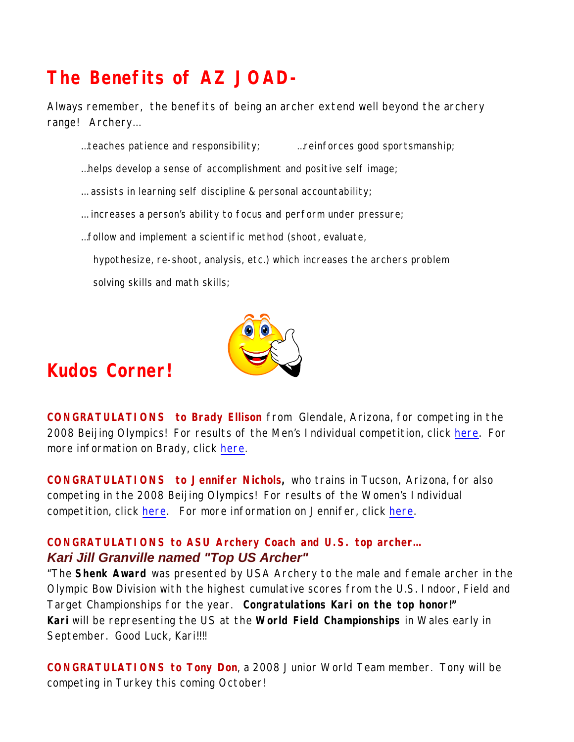## The Benefits of AZ JOAD-

Always remember, the benefits of being an archer extend well beyond the archery range! Archery…

…teaches patience and responsibility; …reinforces good sportsmanship;

…helps develop a sense of accomplishment and positive self image;

… assists in learning self discipline & personal accountability;

… increases a person's ability to focus and perform under pressure;

…follow and implement a scientific method (shoot, evaluate, hypothesize, re-shoot, analysis, etc.) which increases the archers problem solving skills and math skills;

## Kudos Corner!

**CONGRATULATIONS to Brady Ellison** from Glendale, Arizona, for competing in the 2008 Beijing Olympics! For results of the Men's Individual competition, click here. For more information on Brady, click here.

**CONGRATULATIONS to Jennifer Nichols,** who trains in Tucson, Arizona, for also competing in the 2008 Beijing Olympics! For results of the Women's Individual competition, click here. For more information on Jennifer, click here.

**CONGRATULATIONS to ASU Archery Coach and U.S. top archer…**
***Kari Jill Granville named "Top US Archer"***

"The **Shenk Award** was presented by USA Archery to the male and female archer in the Olympic Bow Division with the highest cumulative scores from the U.S. Indoor, Field and Target Championships for the year. **Congratulations Kari on the top honor!"** **Kari** will be representing the US at the **World Field Championships** in Wales early in September. Good Luck, Kari!!!!

**CONGRATULATIONS to Tony Don**, a 2008 Junior World Team member. Tony will be competing in Turkey this coming October!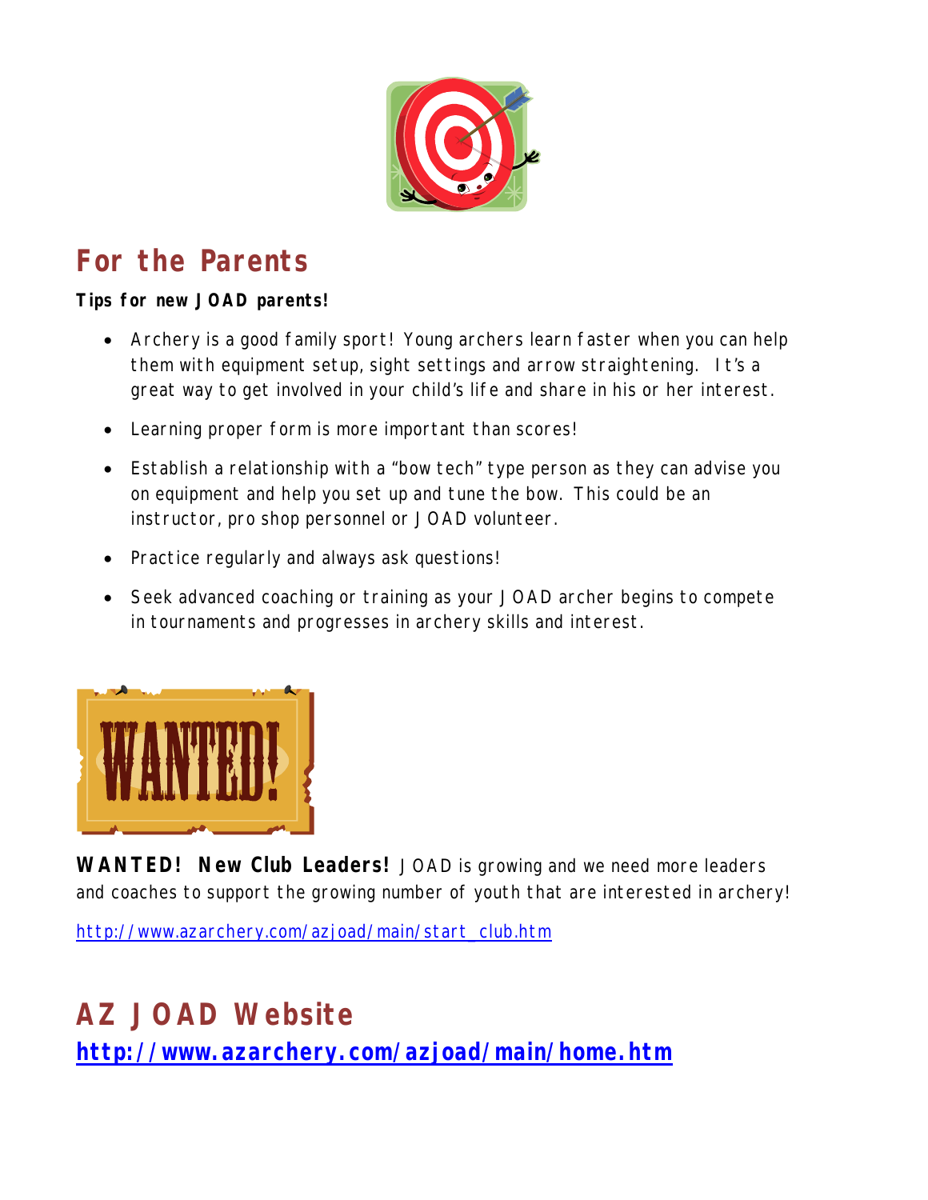## For the Parents

**Tips for new JOAD parents!**

- Archery is a good family sport! Young archers learn faster when you can help them with equipment setup, sight settings and arrow straightening. It's a great way to get involved in your child's life and share in his or her interest.
- Learning proper form is more important than scores!
- Establish a relationship with a "bow tech" type person as they can advise you on equipment and help you set up and tune the bow. This could be an instructor, pro shop personnel or JOAD volunteer.
- Practice regularly and always ask questions!
- Seek advanced coaching or training as your JOAD archer begins to compete in tournaments and progresses in archery skills and interest.

**WANTED! New Club Leaders!** JOAD is growing and we need more leaders and coaches to support the growing number of youth that are interested in archery!

http://www.azarchery.com/azjoad/main/start_club.htm

## AZ JOAD Website

**http://www.azarchery.com/azjoad/main/home.htm**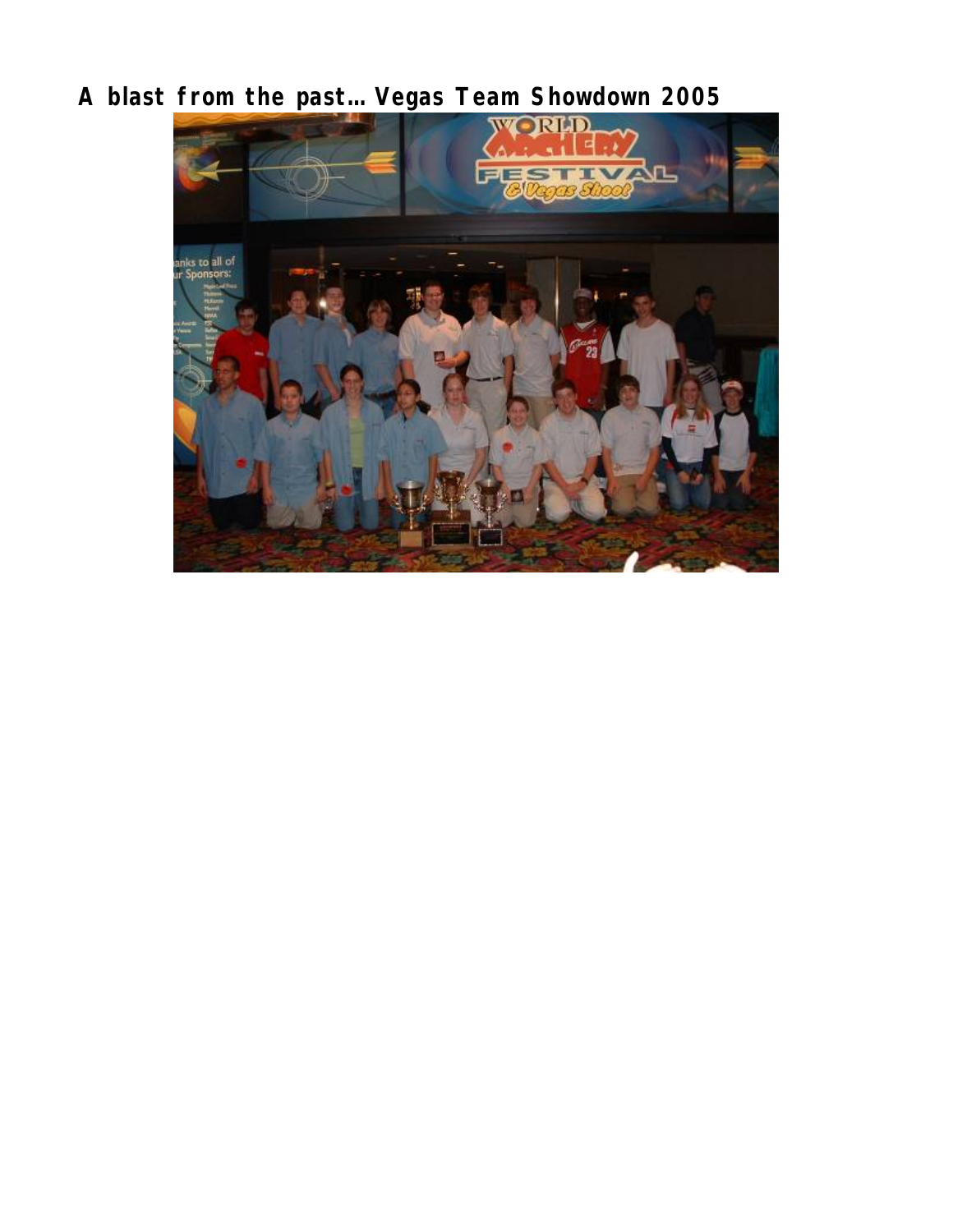**A blast from the past… Vegas Team Showdown 2005**